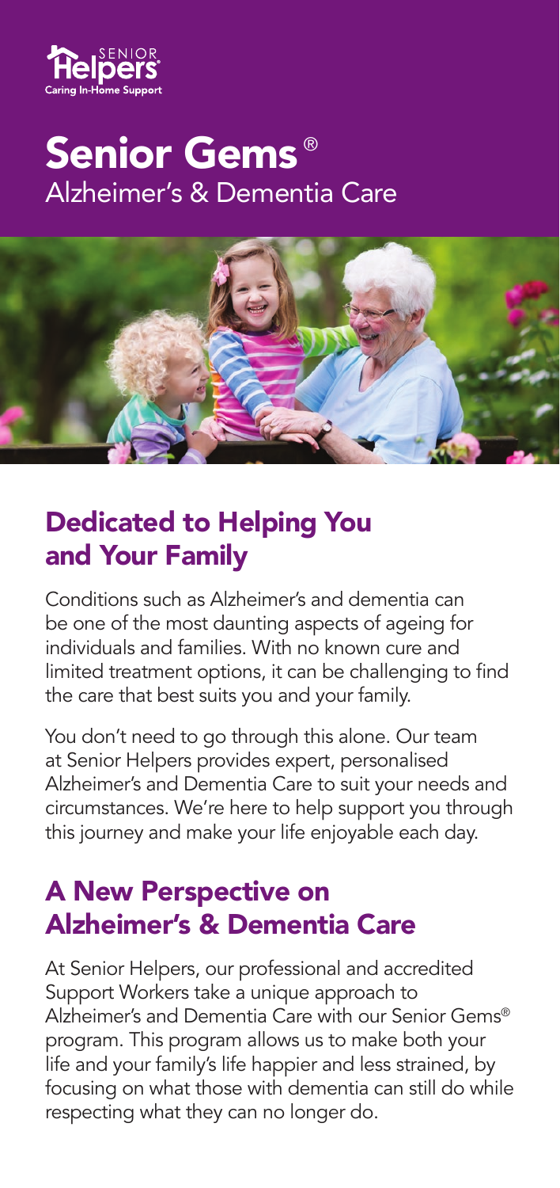Senior Helpers
Caring In-Home Support

# Senior Gems®

Alzheimer's & Dementia Care

## Dedicated to Helping You and Your Family

Conditions such as Alzheimer's and dementia can be one of the most daunting aspects of ageing for individuals and families. With no known cure and limited treatment options, it can be challenging to find the care that best suits you and your family.

You don't need to go through this alone. Our team at Senior Helpers provides expert, personalised Alzheimer's and Dementia Care to suit your needs and circumstances. We're here to help support you through this journey and make your life enjoyable each day.

## A New Perspective on Alzheimer's & Dementia Care

At Senior Helpers, our professional and accredited Support Workers take a unique approach to Alzheimer's and Dementia Care with our Senior Gems® program. This program allows us to make both your life and your family's life happier and less strained, by focusing on what those with dementia can still do while respecting what they can no longer do.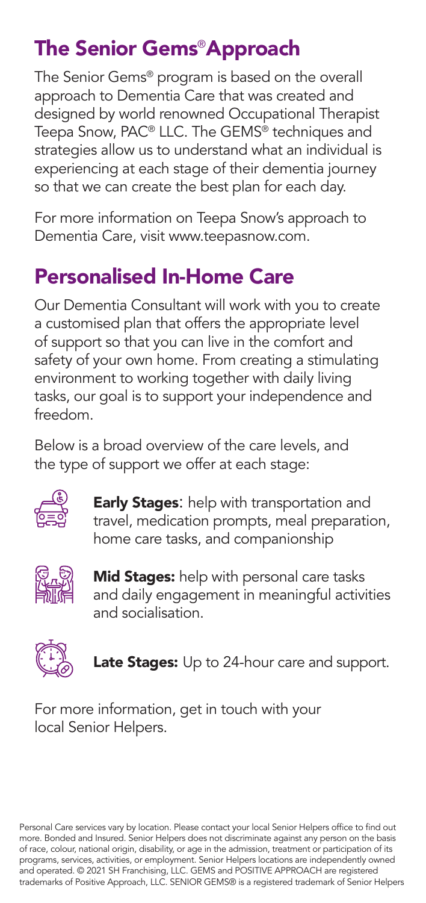## The Senior Gems® Approach

The Senior Gems® program is based on the overall approach to Dementia Care that was created and designed by world renowned Occupational Therapist Teepa Snow, PAC® LLC. The GEMS® techniques and strategies allow us to understand what an individual is experiencing at each stage of their dementia journey so that we can create the best plan for each day.

For more information on Teepa Snow's approach to Dementia Care, visit www.teepasnow.com.

## Personalised In-Home Care

Our Dementia Consultant will work with you to create a customised plan that offers the appropriate level of support so that you can live in the comfort and safety of your own home. From creating a stimulating environment to working together with daily living tasks, our goal is to support your independence and freedom.

Below is a broad overview of the care levels, and the type of support we offer at each stage:

**Early Stages**: help with transportation and travel, medication prompts, meal preparation, home care tasks, and companionship

**Mid Stages:** help with personal care tasks and daily engagement in meaningful activities and socialisation.

**Late Stages:** Up to 24-hour care and support.

For more information, get in touch with your local Senior Helpers.

Personal Care services vary by location. Please contact your local Senior Helpers office to find out more. Bonded and Insured. Senior Helpers does not discriminate against any person on the basis of race, colour, national origin, disability, or age in the admission, treatment or participation of its programs, services, activities, or employment. Senior Helpers locations are independently owned and operated. © 2021 SH Franchising, LLC. GEMS and POSITIVE APPROACH are registered trademarks of Positive Approach, LLC. SENIOR GEMS® is a registered trademark of Senior Helpers